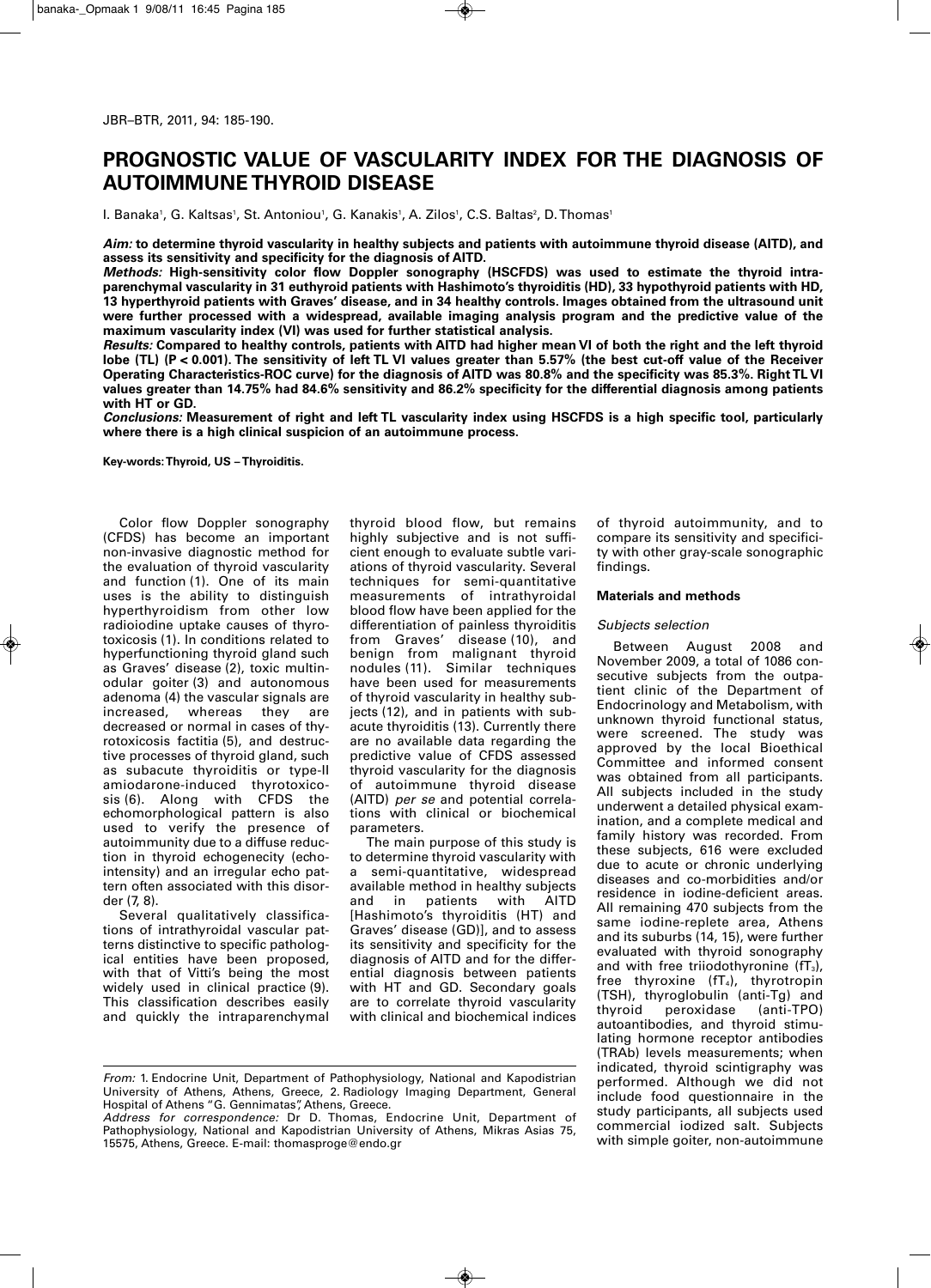# PROGNOSTIC VALUE OF VASCULARITY INDEX FOR THE DIAGNOSIS OF AUTOIMMUNE THYROID DISEASE

I. Banaka[1], G. Kaltsas[1], St. Antoniou[1], G. Kanakis[1], A. Zilos[1], C.S. Baltas[2], D. Thomas[1]

***Aim:*** **to determine thyroid vascularity in healthy subjects and patients with autoimmune thyroid disease (AITD), and assess its sensitivity and specificity for the diagnosis of AITD.**

***Methods:*** **High-sensitivity color flow Doppler sonography (HSCFDS) was used to estimate the thyroid intraparenchymal vascularity in 31 euthyroid patients with Hashimoto's thyroiditis (HD), 33 hypothyroid patients with HD, 13 hyperthyroid patients with Graves' disease, and in 34 healthy controls. Images obtained from the ultrasound unit were further processed with a widespread, available imaging analysis program and the predictive value of the maximum vascularity index (VI) was used for further statistical analysis.**

***Results:*** **Compared to healthy controls, patients with AITD had higher mean VI of both the right and the left thyroid lobe (TL) ($P < 0.001$). The sensitivity of left TL VI values greater than 5.57% (the best cut-off value of the Receiver Operating Characteristics-ROC curve) for the diagnosis of AITD was 80.8% and the specificity was 85.3%. Right TL VI values greater than 14.75% had 84.6% sensitivity and 86.2% specificity for the differential diagnosis among patients with HT or GD.**

***Conclusions:*** **Measurement of right and left TL vascularity index using HSCFDS is a high specific tool, particularly where there is a high clinical suspicion of an autoimmune process.**

**Key-words: Thyroid, US – Thyroiditis.**

Color flow Doppler sonography (CFDS) has become an important non-invasive diagnostic method for the evaluation of thyroid vascularity and function (1). One of its main uses is the ability to distinguish hyperthyroidism from other low radioiodine uptake causes of thyrotoxicosis (1). In conditions related to hyperfunctioning thyroid gland such as Graves' disease (2), toxic multinodular goiter (3) and autonomous adenoma (4) the vascular signals are increased, whereas they are decreased or normal in cases of thyrotoxicosis factitia (5), and destructive processes of thyroid gland, such as subacute thyroiditis or type-II amiodarone-induced thyrotoxicosis (6). Along with CFDS the echomorphological pattern is also used to verify the presence of autoimmunity due to a diffuse reduction in thyroid echogenecity (echointensity) and an irregular echo pattern often associated with this disorder (7, 8).

Several qualitatively classifications of intrathyroidal vascular patterns distinctive to specific pathological entities have been proposed, with that of Vitti's being the most widely used in clinical practice (9). This classification describes easily and quickly the intraparenchymal thyroid blood flow, but remains highly subjective and is not sufficient enough to evaluate subtle variations of thyroid vascularity. Several techniques for semi-quantitative measurements of intrathyroidal blood flow have been applied for the differentiation of painless thyroiditis from Graves' disease (10), and benign from malignant thyroid nodules (11). Similar techniques have been used for measurements of thyroid vascularity in healthy subjects (12), and in patients with subacute thyroiditis (13). Currently there are no available data regarding the predictive value of CFDS assessed thyroid vascularity for the diagnosis of autoimmune thyroid disease (AITD) *per se* and potential correlations with clinical or biochemical parameters.

The main purpose of this study is to determine thyroid vascularity with a semi-quantitative, widespread available method in healthy subjects and in patients with AITD [Hashimoto's thyroiditis (HT) and Graves' disease (GD)], and to assess its sensitivity and specificity for the diagnosis of AITD and for the differential diagnosis between patients with HT and GD. Secondary goals are to correlate thyroid vascularity with clinical and biochemical indices of thyroid autoimmunity, and to compare its sensitivity and specificity with other gray-scale sonographic findings.

## Materials and methods

### *Subjects selection*

Between August 2008 and November 2009, a total of 1086 consecutive subjects from the outpatient clinic of the Department of Endocrinology and Metabolism, with unknown thyroid functional status, were screened. The study was approved by the local Bioethical Committee and informed consent was obtained from all participants. All subjects included in the study underwent a detailed physical examination, and a complete medical and family history was recorded. From these subjects, 616 were excluded due to acute or chronic underlying diseases and co-morbidities and/or residence in iodine-deficient areas. All remaining 470 subjects from the same iodine-replete area, Athens and its suburbs (14, 15), were further evaluated with thyroid sonography and with free triiodothyronine ($fT_3$), free thyroxine ($fT_4$), thyrotropin (TSH), thyroglobulin (anti-Tg) and thyroid peroxidase (anti-TPO) autoantibodies, and thyroid stimulating hormone receptor antibodies (TRAb) levels measurements; when indicated, thyroid scintigraphy was performed. Although we did not include food questionnaire in the study participants, all subjects used commercial iodized salt. Subjects with simple goiter, non-autoimmune

*From:* 1. Endocrine Unit, Department of Pathophysiology, National and Kapodistrian University of Athens, Athens, Greece, 2. Radiology Imaging Department, General Hospital of Athens "G. Gennimatas", Athens, Greece.

*Address for correspondence:* Dr D. Thomas, Endocrine Unit, Department of Pathophysiology, National and Kapodistrian University of Athens, Mikras Asias 75, 15575, Athens, Greece. E-mail: thomasproge@endo.gr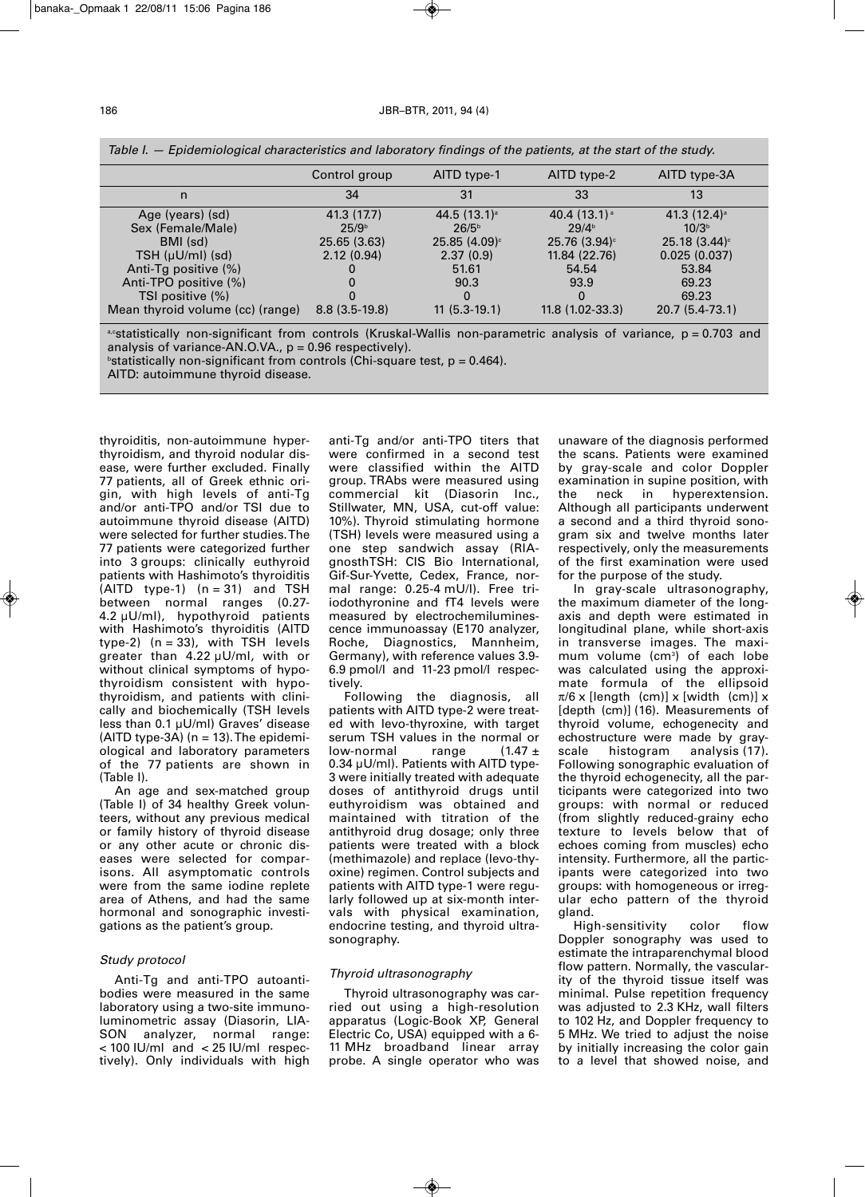*Table I. — Epidemiological characteristics and laboratory findings of the patients, at the start of the study.*

| | Control group | AITD type-1 | AITD type-2 | AITD type-3A |
|---|---|---|---|---|
| n | 34 | 31 | 33 | 13 |
| Age (years) (sd) | 41.3 (17.7) | 44.5 (13.1)[a] | 40.4 (13.1)[a] | 41.3 (12.4)[a] |
| Sex (Female/Male) | 25/9[b] | 26/5[b] | 29/4[b] | 10/3[b] |
| BMI (sd) | 25.65 (3.63) | 25.85 (4.09)[c] | 25.76 (3.94)[c] | 25.18 (3.44)[c] |
| TSH (μU/ml) (sd) | 2.12 (0.94) | 2.37 (0.9) | 11.84 (22.76) | 0.025 (0.037) |
| Anti-Tg positive (%) | 0 | 51.61 | 54.54 | 53.84 |
| Anti-TPO positive (%) | 0 | 90.3 | 93.9 | 69.23 |
| TSI positive (%) | 0 | 0 | 0 | 69.23 |
| Mean thyroid volume (cc) (range) | 8.8 (3.5-19.8) | 11 (5.3-19.1) | 11.8 (1.02-33.3) | 20.7 (5.4-73.1) |

[a,c]statistically non-significant from controls (Kruskal-Wallis non-parametric analysis of variance, $p = 0.703$ and analysis of variance-AN.O.VA., $p = 0.96$ respectively).
[b]statistically non-significant from controls (Chi-square test, $p = 0.464$).
AITD: autoimmune thyroid disease.

thyroiditis, non-autoimmune hyperthyroidism, and thyroid nodular disease, were further excluded. Finally 77 patients, all of Greek ethnic origin, with high levels of anti-Tg and/or anti-TPO and/or TSI due to autoimmune thyroid disease (AITD) were selected for further studies. The 77 patients were categorized further into 3 groups: clinically euthyroid patients with Hashimoto's thyroiditis (AITD type-1) (n = 31) and TSH between normal ranges (0.27-4.2 μU/ml), hypothyroid patients with Hashimoto's thyroiditis (AITD type-2) (n = 33), with TSH levels greater than 4.22 μU/ml, with or without clinical symptoms of hypothyroidism consistent with hypothyroidism, and patients with clinically and biochemically (TSH levels less than 0.1 μU/ml) Graves' disease (AITD type-3A) (n = 13). The epidemiological and laboratory parameters of the 77 patients are shown in (Table I).

An age and sex-matched group (Table I) of 34 healthy Greek volunteers, without any previous medical or family history of thyroid disease or any other acute or chronic diseases were selected for comparisons. All asymptomatic controls were from the same iodine replete area of Athens, and had the same hormonal and sonographic investigations as the patient's group.

### *Study protocol*

Anti-Tg and anti-TPO autoantibodies were measured in the same laboratory using a two-site immunoluminometric assay (Diasorin, LIASON analyzer, normal range: < 100 IU/ml and < 25 IU/ml respectively). Only individuals with high anti-Tg and/or anti-TPO titers that were confirmed in a second test were classified within the AITD group. TRAbs were measured using commercial kit (Diasorin Inc., Stillwater, MN, USA, cut-off value: 10%). Thyroid stimulating hormone (TSH) levels were measured using a one step sandwich assay (RIA-gnosthTSH: CIS Bio International, Gif-Sur-Yvette, Cedex, France, normal range: 0.25-4 mU/l). Free triiodothyronine and fT4 levels were measured by electrochemiluminescence immunoassay (E170 analyzer, Roche, Diagnostics, Mannheim, Germany), with reference values 3.9-6.9 pmol/l and 11-23 pmol/l respectively.

Following the diagnosis, all patients with AITD type-2 were treated with levo-thyroxine, with target serum TSH values in the normal or low-normal range (1.47 ± 0.34 μU/ml). Patients with AITD type-3 were initially treated with adequate doses of antithyroid drugs until euthyroidism was obtained and maintained with titration of the antithyroid drug dosage; only three patients were treated with a block (methimazole) and replace (levo-thyroxine) regimen. Control subjects and patients with AITD type-1 were regularly followed up at six-month intervals with physical examination, endocrine testing, and thyroid ultrasonography.

### *Thyroid ultrasonography*

Thyroid ultrasonography was carried out using a high-resolution apparatus (Logic-Book XP, General Electric Co, USA) equipped with a 6-11 MHz broadband linear array probe. A single operator who was unaware of the diagnosis performed the scans. Patients were examined by gray-scale and color Doppler examination in supine position, with the neck in hyperextension. Although all participants underwent a second and a third thyroid sonogram six and twelve months later respectively, only the measurements of the first examination were used for the purpose of the study.

In gray-scale ultrasonography, the maximum diameter of the long-axis and depth were estimated in longitudinal plane, while short-axis in transverse images. The maximum volume ($cm^3$) of each lobe was calculated using the approximate formula of the ellipsoid $\pi/6 \times$ [length (cm)] x [width (cm)] x [depth (cm)] (16). Measurements of thyroid volume, echogenicity and echostructure were made by gray-scale histogram analysis (17). Following sonographic evaluation of the thyroid echogenecity, all the participants were categorized into two groups: with normal or reduced (from slightly reduced-grainy echo texture to levels below that of echoes coming from muscles) echo intensity. Furthermore, all the participants were categorized into two groups: with homogeneous or irregular echo pattern of the thyroid gland.

High-sensitivity color flow Doppler sonography was used to estimate the intraparenchymal blood flow pattern. Normally, the vascularity of the thyroid tissue itself was minimal. Pulse repetition frequency was adjusted to 2.3 KHz, wall filters to 102 Hz, and Doppler frequency to 5 MHz. We tried to adjust the noise by initially increasing the color gain to a level that showed noise, and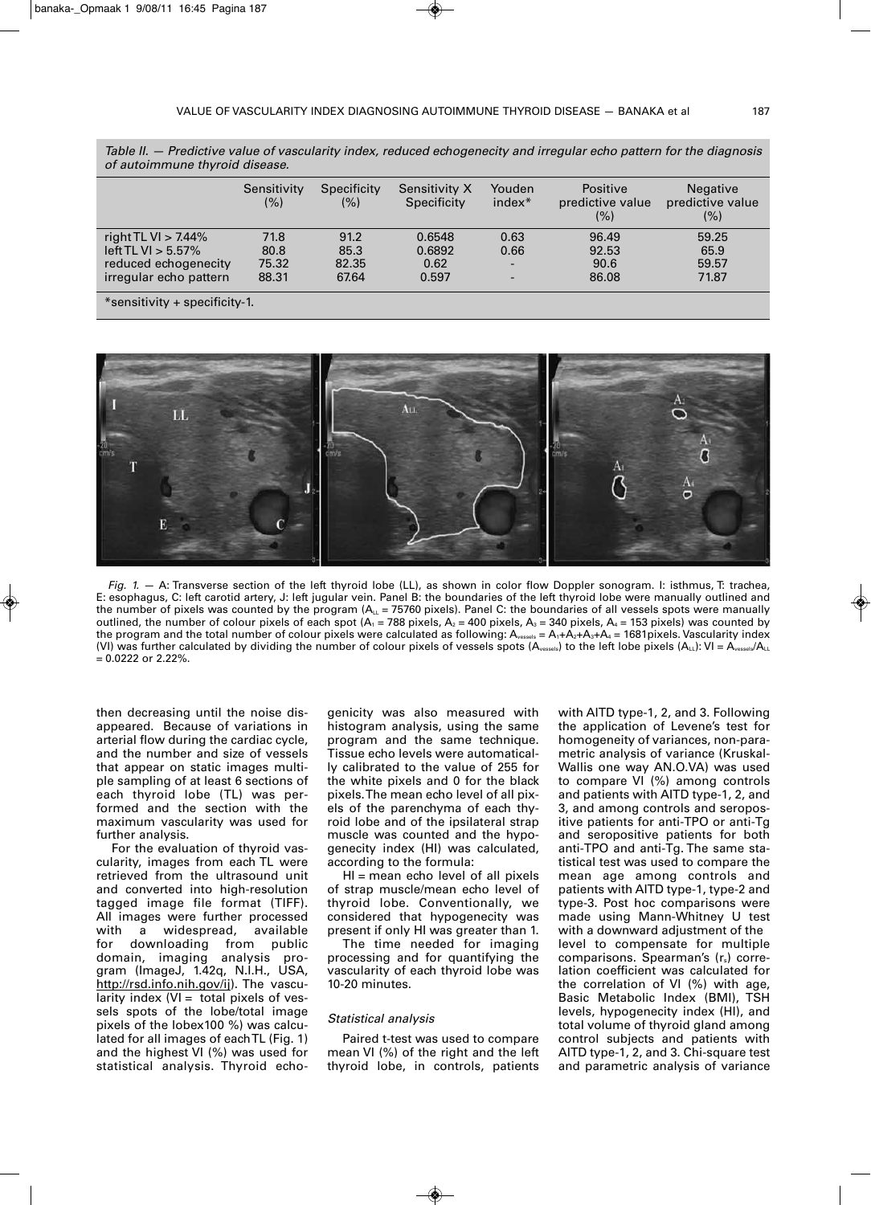*Table II. — Predictive value of vascularity index, reduced echogenecity and irregular echo pattern for the diagnosis of autoimmune thyroid disease.*

| | Sensitivity (%) | Specificity (%) | Sensitivity X Specificity | Youden index* | Positive predictive value (%) | Negative predictive value (%) |
|---|---|---|---|---|---|---|
| right TL VI > 7.44% | 71.8 | 91.2 | 0.6548 | 0.63 | 96.49 | 59.25 |
| left TL VI > 5.57% | 80.8 | 85.3 | 0.6892 | 0.66 | 92.53 | 65.9 |
| reduced echogenecity | 75.32 | 82.35 | 0.62 | - | 90.6 | 59.57 |
| irregular echo pattern | 88.31 | 67.64 | 0.597 | - | 86.08 | 71.87 |

*sensitivity + specificity-1.

*Fig. 1.* — A: Transverse section of the left thyroid lobe (LL), as shown in color flow Doppler sonogram. I: isthmus, T: trachea, E: esophagus, C: left carotid artery, J: left jugular vein. Panel B: the boundaries of the left thyroid lobe were manually outlined and the number of pixels was counted by the program ($A_{LL}$ = 75760 pixels). Panel C: the boundaries of all vessels spots were manually outlined, the number of colour pixels of each spot ($A_1$ = 788 pixels, $A_2$ = 400 pixels, $A_3$ = 340 pixels, $A_4$ = 153 pixels) was counted by the program and the total number of colour pixels were calculated as following: $A_{vessels} = A_1+A_2+A_3+A_4$ = 1681pixels. Vascularity index (VI) was further calculated by dividing the number of colour pixels of vessels spots ($A_{vessels}$) to the left lobe pixels ($A_{LL}$): VI = $A_{vessels}/A_{LL}$ = 0.0222 or 2.22%.

then decreasing until the noise disappeared. Because of variations in arterial flow during the cardiac cycle, and the number and size of vessels that appear on static images multiple sampling of at least 6 sections of each thyroid lobe (TL) was performed and the section with the maximum vascularity was used for further analysis.

For the evaluation of thyroid vascularity, images from each TL were retrieved from the ultrasound unit and converted into high-resolution tagged image file format (TIFF). All images were further processed with a widespread, available for downloading from public domain, imaging analysis program (ImageJ, 1.42q, N.I.H., USA, http://rsd.info.nih.gov/ij). The vascularity index (VI = total pixels of vessels spots of the lobe/total image pixels of the lobex100 %) was calculated for all images of each TL (Fig. 1) and the highest VI (%) was used for statistical analysis. Thyroid echogenicity was also measured with histogram analysis, using the same program and the same technique. Tissue echo levels were automatically calibrated to the value of 255 for the white pixels and 0 for the black pixels. The mean echo level of all pixels of the parenchyma of each thyroid lobe and of the ipsilateral strap muscle was counted and the hypogenecity index (HI) was calculated, according to the formula:

HI = mean echo level of all pixels of strap muscle/mean echo level of thyroid lobe. Conventionally, we considered that hypogenecity was present if only HI was greater than 1.

The time needed for imaging processing and for quantifying the vascularity of each thyroid lobe was 10-20 minutes.

### *Statistical analysis*

Paired t-test was used to compare mean VI (%) of the right and the left thyroid lobe, in controls, patients with AITD type-1, 2, and 3. Following the application of Levene's test for homogeneity of variances, non-parametric analysis of variance (Kruskal-Wallis one way AN.O.VA) was used to compare VI (%) among controls and patients with AITD type-1, 2, and 3, and among controls and seropositive patients for anti-TPO or anti-Tg and seropositive patients for both anti-TPO and anti-Tg. The same statistical test was used to compare the mean age among controls and patients with AITD type-1, type-2 and type-3. Post hoc comparisons were made using Mann-Whitney U test with a downward adjustment of the level to compensate for multiple comparisons. Spearman's ($r_s$) correlation coefficient was calculated for the correlation of VI (%) with age, Basic Metabolic Index (BMI), TSH levels, hypogenecity index (HI), and total volume of thyroid gland among control subjects and patients with AITD type-1, 2, and 3. Chi-square test and parametric analysis of variance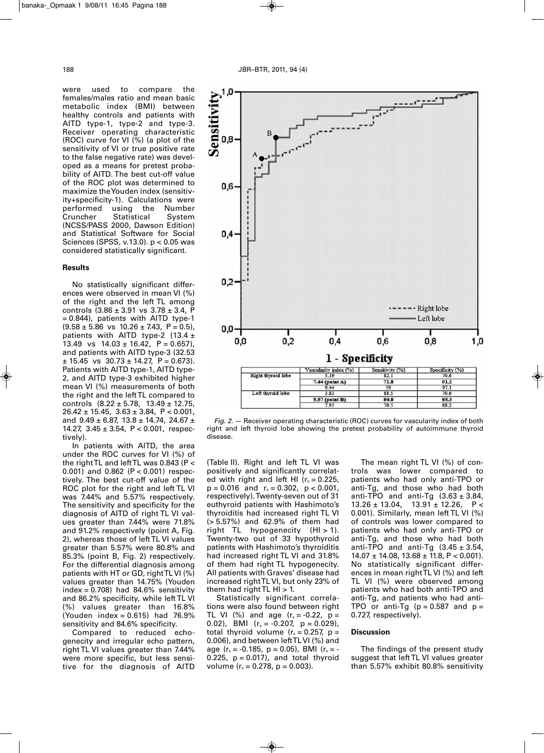were used to compare the females/males ratio and mean basic metabolic index (BMI) between healthy controls and patients with AITD type-1, type-2 and type-3. Receiver operating characteristic (ROC) curve for VI (%) (a plot of the sensitivity of VI or true positive rate to the false negative rate) was developed as a means for pretest probability of AITD. The best cut-off value of the ROC plot was determined to maximize the Youden index (sensitivity+specificity-1). Calculations were performed using the Number Cruncher Statistical System (NCSS/PASS 2000, Dawson Edition) and Statistical Software for Social Sciences (SPSS, v.13.0). $p < 0.05$ was considered statistically significant.

## Results

No statistically significant differences were observed in mean VI (%) of the right and the left TL among controls (3.86 ± 3.91 vs 3.78 ± 3.4, $P = 0.844$), patients with AITD type-1 (9.58 ± 5.86 vs 10.26 ± 7.43, $P = 0.5$), patients with AITD type-2 (13.4 ± 13.49 vs 14.03 ± 16.42, $P = 0.657$), and patients with AITD type-3 (32.53 ± 15.45 vs 30.73 ± 14.27, $P = 0.673$). Patients with AITD type-1, AITD type-2, and AITD type-3 exhibited higher mean VI (%) measurements of both the right and the left TL compared to controls (8.22 ± 5.78, 13.49 ± 12.75, 26.42 ± 15.45, 3.63 ± 3.84, $P < 0.001$, and 9.49 ± 6.87, 13.8 ± 14.74, 24.67 ± 14.27, 3.45 ± 3.54, $P < 0.001$, respectively).

In patients with AITD, the area under the ROC curves for VI (%) of the right TL and left TL was 0.843 ($P < 0.001$) and 0.862 ($P < 0.001$) respectively. The best cut-off value of the ROC plot for the right and left TL VI was 7.44% and 5.57% respectively. The sensitivity and specificity for the diagnosis of AITD of right TL VI values greater than 7.44% were 71.8% and 91.2% respectively (point A, Fig. 2), whereas those of left TL VI values greater than 5.57% were 80.8% and 85.3% (point B, Fig. 2) respectively. For the differential diagnosis among patients with HT or GD, right TL VI (%) values greater than 14.75% (Youden index = 0.708) had 84.6% sensitivity and 86.2% specificity, while left TL VI (%) values greater than 16.8% (Youden index = 0.615) had 76.9% sensitivity and 84.6% specificity.

Compared to reduced echogenecity and irregular echo pattern, right TL VI values greater than 7.44% were more specific, but less sensitive for the diagnosis of AITD (Table II). Right and left TL VI was positively and significantly correlated with right and left HI ($r_s = 0.225$, $p = 0.016$ and $r_s = 0.302$, $p < 0.001$, respectively). Twenty-seven out of 31 euthyroid patients with Hashimoto's thyroiditis had increased right TL VI (> 5.57%) and 62.9% of them had right TL hypogenecity (HI > 1). Twenty-two out of 33 hypothyroid patients with Hashimoto's thyroiditis had increased right TL VI and 31.8% of them had right TL hypogenecity. All patients with Graves' disease had increased right TL VI, but only 23% of them had right TL HI > 1.

Statistically significant correlations were also found between right TL VI (%) and age ($r_s = -0.22$, $p = 0.02$), BMI ($r_s = -0.207$, $p = 0.029$), total thyroid volume ($r_s = 0.257$, $p = 0.006$), and between left TL VI (%) and age ($r_s = -0.185$, $p = 0.05$), BMI ($r_s = -0.225$, $p = 0.017$), and total thyroid volume ($r_s = 0.278$, $p = 0.003$).

The mean right TL VI (%) of controls was lower compared to patients who had only anti-TPO or anti-Tg, and those who had both anti-TPO and anti-Tg (3.63 ± 3.84, 13.26 ± 13.04, 13.91 ± 12.26, $P < 0.001$). Similarly, mean left TL VI (%) of controls was lower compared to patients who had only anti-TPO or anti-Tg, and those who had both anti-TPO and anti-Tg (3.45 ± 3.54, 14.07 ± 14.08, 13.68 ± 11.8, $P < 0.001$). No statistically significant differences in mean right TL VI (%) and left TL VI (%) were observed among patients who had both anti-TPO and anti-Tg, and patients who had anti-TPO or anti-Tg ($p = 0.587$ and $p = 0.727$, respectively).

| | Vascularity index (%) | Sensitivity (%) | Specificity (%) |
|---|---|---|---|
| Right thyroid lobe | 5.19 | 82.1 | 70.6 |
| | **7.44 (point A)** | **71.8** | **91.2** |
| | 9.44 | 59 | 97.1 |
| Left thyroid lobe | 3.83 | 88.5 | 70.6 |
| | **5.57 (point B)** | **80.8** | **85.3** |
| | 7.95 | 70.5 | 88.2 |

*Fig. 2.* — Receiver operating characteristic (ROC) curves for vascularity index of both right and left thyroid lobe showing the pretest probability of autoimmune thyroid disease.

## Discussion

The findings of the present study suggest that left TL VI values greater than 5.57% exhibit 80.8% sensitivity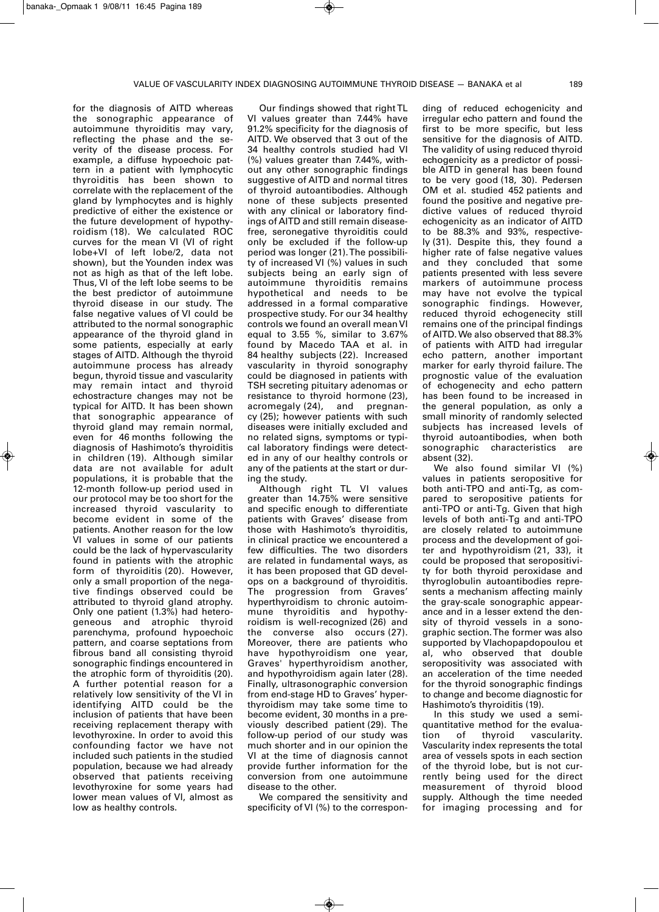for the diagnosis of AITD whereas the sonographic appearance of autoimmune thyroiditis may vary, reflecting the phase and the severity of the disease process. For example, a diffuse hypoechoic pattern in a patient with lymphocytic thyroiditis has been shown to correlate with the replacement of the gland by lymphocytes and is highly predictive of either the existence or the future development of hypothyroidism (18). We calculated ROC curves for the mean VI (VI of right lobe+VI of left lobe/2, data not shown), but the Younden index was not as high as that of the left lobe. Thus, VI of the left lobe seems to be the best predictor of autoimmune thyroid disease in our study. The false negative values of VI could be attributed to the normal sonographic appearance of the thyroid gland in some patients, especially at early stages of AITD. Although the thyroid autoimmune process has already begun, thyroid tissue and vascularity may remain intact and thyroid echostracture changes may not be typical for AITD. It has been shown that sonographic appearance of thyroid gland may remain normal, even for 46 months following the diagnosis of Hashimoto's thyroiditis in children (19). Although similar data are not available for adult populations, it is probable that the 12-month follow-up period used in our protocol may be too short for the increased thyroid vascularity to become evident in some of the patients. Another reason for the low VI values in some of our patients could be the lack of hypervascularity found in patients with the atrophic form of thyroiditis (20). However, only a small proportion of the negative findings observed could be attributed to thyroid gland atrophy. Only one patient (1.3%) had heterogeneous and atrophic thyroid parenchyma, profound hypoechoic pattern, and coarse septations from fibrous band all consisting thyroid sonographic findings encountered in the atrophic form of thyroiditis (20). A further potential reason for a relatively low sensitivity of the VI in identifying AITD could be the inclusion of patients that have been receiving replacement therapy with levothyroxine. In order to avoid this confounding factor we have not included such patients in the studied population, because we had already observed that patients receiving levothyroxine for some years had lower mean values of VI, almost as low as healthy controls.

Our findings showed that right TL VI values greater than 7.44% have 91.2% specificity for the diagnosis of AITD. We observed that 3 out of the 34 healthy controls studied had VI (%) values greater than 7.44%, without any other sonographic findings suggestive of AITD and normal titres of thyroid autoantibodies. Although none of these subjects presented with any clinical or laboratory findings of AITD and still remain disease-free, seronegative thyroiditis could only be excluded if the follow-up period was longer (21). The possibility of increased VI (%) values in such subjects being an early sign of autoimmune thyroiditis remains hypothetical and needs to be addressed in a formal comparative prospective study. For our 34 healthy controls we found an overall mean VI equal to 3.55 %, similar to 3.67% found by Macedo TAA et al. in 84 healthy subjects (22). Increased vascularity in thyroid sonography could be diagnosed in patients with TSH secreting pituitary adenomas or resistance to thyroid hormone (23), acromegaly (24), and pregnancy (25); however patients with such diseases were initially excluded and no related signs, symptoms or typical laboratory findings were detected in any of our healthy controls or any of the patients at the start or during the study.

Although right TL VI values greater than 14.75% were sensitive and specific enough to differentiate patients with Graves' disease from those with Hashimoto's thyroiditis, in clinical practice we encountered a few difficulties. The two disorders are related in fundamental ways, as it has been proposed that GD develops on a background of thyroiditis. The progression from Graves' hyperthyroidism to chronic autoimmune thyroiditis and hypothyroidism is well-recognized (26) and the converse also occurs (27). Moreover, there are patients who have hypothyroidism one year, Graves' hyperthyroidism another, and hypothyroidism again later (28). Finally, ultrasonographic conversion from end-stage HD to Graves' hyperthyroidism may take some time to become evident, 30 months in a previously described patient (29). The follow-up period of our study was much shorter and in our opinion the VI at the time of diagnosis cannot provide further information for the conversion from one autoimmune disease to the other.

We compared the sensitivity and specificity of VI (%) to the corresponding of reduced echogenicity and irregular echo pattern and found the first to be more specific, but less sensitive for the diagnosis of AITD. The validity of using reduced thyroid echogenicity as a predictor of possible AITD in general has been found to be very good (18, 30). Pedersen OM et al. studied 452 patients and found the positive and negative predictive values of reduced thyroid echogenicity as an indicator of AITD to be 88.3% and 93%, respectively (31). Despite this, they found a higher rate of false negative values and they concluded that some patients presented with less severe markers of autoimmune process may have not evolve the typical sonographic findings. However, reduced thyroid echogenicity still remains one of the principal findings of AITD. We also observed that 88.3% of patients with AITD had irregular echo pattern, another important marker for early thyroid failure. The prognostic value of the evaluation of echogenecity and echo pattern has been found to be increased in the general population, as only a small minority of randomly selected subjects has increased levels of thyroid autoantibodies, when both sonographic characteristics are absent (32).

We also found similar VI (%) values in patients seropositive for both anti-TPO and anti-Tg, as compared to seropositive patients for anti-TPO or anti-Tg. Given that high levels of both anti-Tg and anti-TPO are closely related to autoimmune process and the development of goiter and hypothyroidism (21, 33), it could be proposed that seropositivity for both thyroid peroxidase and thyroglobulin autoantibodies represents a mechanism affecting mainly the gray-scale sonographic appearance and in a lesser extend the density of thyroid vessels in a sonographic section. The former was also supported by Vlachopapdopoulou et al, who observed that double seropositivity was associated with an acceleration of the time needed for the thyroid sonographic findings to change and become diagnostic for Hashimoto's thyroiditis (19).

In this study we used a semi-quantitative method for the evaluation of thyroid vascularity. Vascularity index represents the total area of vessels spots in each section of the thyroid lobe, but is not currently being used for the direct measurement of thyroid blood supply. Although the time needed for imaging processing and for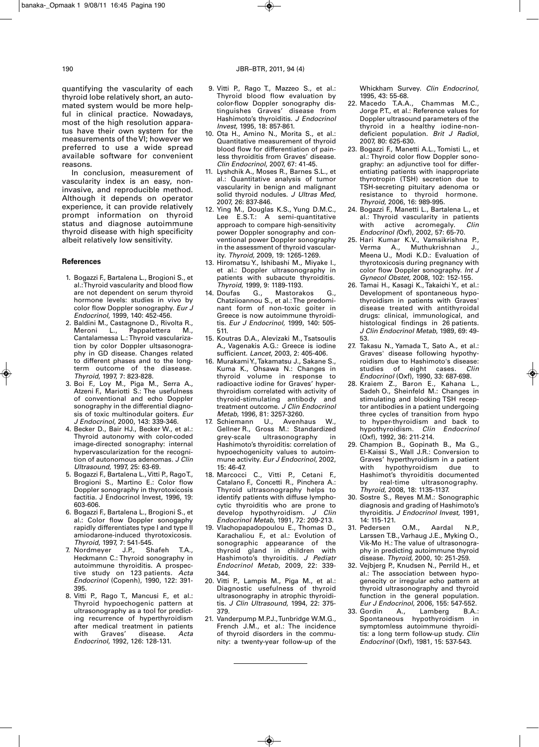quantifying the vascularity of each thyroid lobe relatively short, an automated system would be more helpful in clinical practice. Nowadays, most of the high resolution apparatus have their own system for the measurements of the VI; however we preferred to use a wide spread available software for convenient reasons.

In conclusion, measurement of vascularity index is an easy, noninvasive, and reproducible method. Although it depends on operator experience, it can provide relatively prompt information on thyroid status and diagnose autoimmune thyroid disease with high specificity albeit relatively low sensitivity.

## References

1. Bogazzi F., Bartalena L., Brogioni S., et al.: Thyroid vascularity and blood flow are not dependent on serum thyroid hormone levels: studies in vivo by color flow Doppler sonography. *Eur J Endocrinol*, 1999, 140: 452-456.
2. Baldini M., Castagnone D., Rivolta R., Meroni L., Pappalettera M., Cantalamessa L.: Thyroid vascularization by color Doppler ultsasonography in GD disease. Changes related to different phases and to the long-term outcome of the diasease. *Thyroid*, 1997, 7: 823-828.
3. Boi F., Loy M., Piga M., Serra A., Atzeni F., Mariotti S.: The usefulness of conventional and echo Doppler sonography in the differential diagnosis of toxic multinodular goiters. *Eur J Endocrinol*, 2000, 143: 339-346.
4. Becker D., Bair HJ., Becker W., et al.: Thyroid autonomy with color-coded image-directed sonography: internal hypervascularization for the recognition of autonomous adenomas. *J Clin Ultrasound*, 1997, 25: 63-69.
5. Bogazzi F., Bartalena L., Vitti P., Rago T., Brogioni S., Martino E.: Color flow Doppler sonography in thyrotoxicosis factitia. J Endocrinol Invest, 1996, 19: 603-606.
6. Bogazzi F., Bartalena L., Brogioni S., et al.: Color flow Doppler sonogaphy rapidly differentiates type I and type II amiodarone-induced thyrotoxicosis. *Thyroid*, 1997, 7: 541-545.
7. Nordmeyer J.P., Shafeh T.A., Heckmann C.: Thyroid sonography in autoimmune thyroiditis. A prospective study on 123 patients. *Acta Endocrinol* (Copenh), 1990, 122: 391-395.
8. Vitti P., Rago T., Mancusi F., et al.: Thyroid hypoechogenic pattern at ultrasonography as a tool for predicting recurrence of hyperthyroidism after medical treatment in patients with Graves' disease. *Acta Endocrinol*, 1992, 126: 128-131.
9. Vitti P., Rago T., Mazzeo S., et al.: Thyroid blood flow evaluation by color-flow Doppler sonography distinguishes Graves' disease from Hashimoto's thyroiditis. *J Endocrinol Invest*, 1995, 18: 857-861.
10. Ota H., Amino N., Morita S., et al.: Quantitative measurement of thyroid blood flow for differentiation of painless thyroiditis from Graves' disease. *Clin Endocrinol*, 2007, 67: 41-45.
11. Lyshchik A., Moses R., Barnes S.L., et al.: Quantitative analysis of tumor vascularity in benign and malignant solid thyroid nodules. *J Ultras Med*, 2007, 26: 837-846.
12. Ying M., Douglas K.S., Yung D.M.C., Lee E.S.T.: A semi-quantitative approach to compare high-sensitivity power Doppler sonography and conventional power Doppler sonography in the assessment of thyroid vascularity. *Thyroid*, 2009, 19: 1265-1269.
13. Hiromatsu Y., Ishibashi M., Miyake I., et al.: Doppler ultrasonography in patients with subacute thyroiditis. *Thyroid*, 1999, 9: 1189-1193.
14. Doufas G., Mastorakos G., Chatziioannou S., et al.: The predominant form of non-toxic goiter in Greece is now autoimmune thyroiditis. *Eur J Endocrinol,* 1999, 140: 505-511.
15. Koutras D.A., Alevizaki M., Tsatsoulis A., Vagenakis A.G.: Greece is iodine sufficient. *Lancet*, 2003, 2: 405-406.
16. Murakami Y., Takamatsu J., Sakane S., Kuma K., Ohsawa N.: Changes in thyroid volume in response to radioactive iodine for Graves' hyperthyroidism correlated with activity of thyroid-stimulating antibody and treatment outcome. *J Clin Endocrinol Metab*, 1996, 81: 3257-3260.
17. Schiemann U., Avenhaus W., Gellner R., Gross M.: Standardized grey-scale ultrasonography in Hashimoto's thyroiditis: correlation of hypoechogenicity values to autoimmune activity. *Eur J Endocrinol*, 2002, 15: 46-47.
18. Marcocci C., Vitti P., Cetani F., Catalano F., Concetti R., Pinchera A.: Thyroid ultrasonography helps to identify patients with diffuse lymphocytic thyroiditis who are prone to develop hypothyroidism. *J Clin Endocrinol Metab*, 1991, 72: 209-213.
19. Vlachopapadopoulou E., Thomas D., Karachaliou F., et al.: Evolution of sonographic appearance of the thyroid gland in children with Hashimoto's thyroiditis. *J Pediatr Endocrinol Metab*, 2009, 22: 339-344.
20. Vitti P., Lampis M., Piga M., et al.: Diagnostic usefulness of thyroid ultrasonography in atrophic thyroiditis. *J Clin Ultrasound*, 1994, 22: 375-379.
21. Vanderpump M.P.J., Tunbridge W.M.G., French J.M., et al.: The incidence of thyroid disorders in the community: a twenty-year follow-up of the Whickham Survey. *Clin Endocrinol*, 1995, 43: 55-68.
22. Macedo T.A.A., Chammas M.C., Jorge P.T., et al.: Reference values for Doppler ultrasound parameters of the thyroid in a healthy iodine-non-deficient population. *Brit J Radiol*, 2007, 80: 625-630.
23. Bogazzi F., Manetti A.L., Tomisti L., et al.: Thyroid color flow Doppler sonography: an adjunctive tool for differentiating patients with inappropriate thyrotropin (TSH) secretion due to TSH-secreting pituitary adenoma or resistance to thyroid hormone. *Thyroid*, 2006, 16: 989-995.
24. Bogazzi F., Manetti L., Bartalena L., et al.: Thyroid vascularity in patients with active acromegaly. *Clin Endocrinol (*Oxf), 2002, 57: 65-70.
25. Hari Kumar K.V., Vamsikrishna P., Verma A., Muthukrishnan J., Meena U., Modi K.D.: Evaluation of thyrotoxicosis during pregnancy with color flow Doppler sonography. *Int J Gynecol Obstet,* 2008, 102: 152-155.
26. Tamai H., Kasagi K., Takaichi Y., et al.: Development of spontaneous hypothyroidism in patients with Graves' disease treated with antithyroidal drugs: clinical, immunological, and histological findings in 26 patients. *J Clin Endocrinol Metab*, 1989, 69: 49-53.
27. Takasu N., Yamada T., Sato A., et al.: Graves' disease following hypothyroidism due to Hashimoto's disease: studies of eight cases. *Clin Endocrinol* (Oxf), 1990, 33: 687-698.
28. Kraiem Z., Baron E., Kahana L., Sadeh O., Sheinfeld M.: Changes in stimulating and blocking TSH receptor antibodies in a patient undergoing three cycles of transition from hypo to hyper-thyroidism and back to hypothyroidism. *Clin Endocrinol* (Oxf), 1992, 36: 211-214.
29. Champion B., Gopinath B., Ma G., El-Kaissi S., Wall J.R.: Conversion to Graves' hyperthyroidism in a patient with hypothyroidism due to Hashimot's thyroiditis documented by real-time ultrasonography. *Thyroid*, 2008, 18: 1135-1137.
30. Sostre S., Reyes M.M.: Sonographic diagnosis and grading of Hashimoto's thyroiditis. *J Endocrinol Invest,* 1991, 14: 115-121.
31. Pedersen O.M., Aardal N.P., Larssen T.B., Varhaug J.E., Myking O., Vik-Mo H.: The value of ultrasonography in predicting autoimmune thyroid disease. *Thyroid,* 2000, 10: 251-259.
32. Vejbjerg P., Knudsen N., Perrild H., et al.: The association between hypogenecity or irregular echo pattern at thyroid ultrasonography and thyroid function in the general population. *Eur J Endocrinol*, 2006, 155: 547-552.
33. Gordin A., Lamberg B.A.: Spontaneous hypothyroidism in symptomless autoimmune thyroiditis: a long term follow-up study. *Clin Endocrinol* (Oxf), 1981, 15: 537-543.